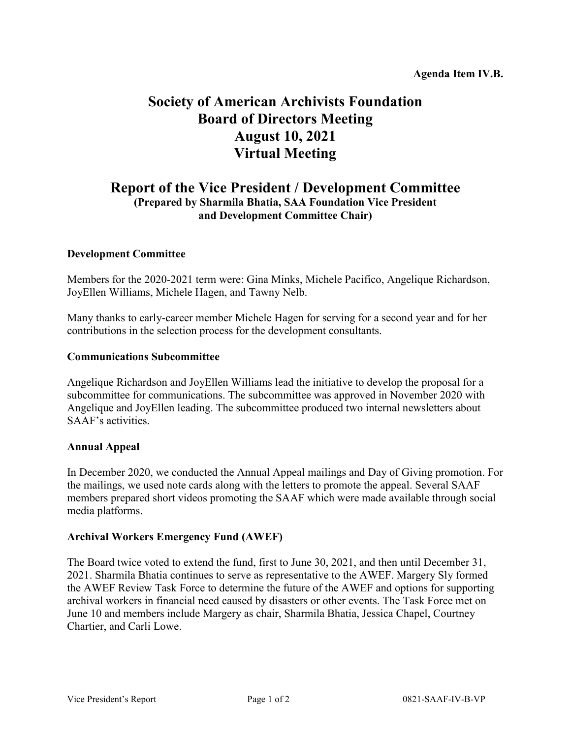**Agenda Item IV.B.**

# Society of American Archivists Foundation Board of Directors Meeting August 10, 2021 Virtual Meeting

## Report of the Vice President / Development Committee

**(Prepared by Sharmila Bhatia, SAA Foundation Vice President and Development Committee Chair)**

### Development Committee

Members for the 2020-2021 term were: Gina Minks, Michele Pacifico, Angelique Richardson, JoyEllen Williams, Michele Hagen, and Tawny Nelb.

Many thanks to early-career member Michele Hagen for serving for a second year and for her contributions in the selection process for the development consultants.

### Communications Subcommittee

Angelique Richardson and JoyEllen Williams lead the initiative to develop the proposal for a subcommittee for communications. The subcommittee was approved in November 2020 with Angelique and JoyEllen leading. The subcommittee produced two internal newsletters about SAAF's activities.

### Annual Appeal

In December 2020, we conducted the Annual Appeal mailings and Day of Giving promotion. For the mailings, we used note cards along with the letters to promote the appeal. Several SAAF members prepared short videos promoting the SAAF which were made available through social media platforms.

### Archival Workers Emergency Fund (AWEF)

The Board twice voted to extend the fund, first to June 30, 2021, and then until December 31, 2021. Sharmila Bhatia continues to serve as representative to the AWEF. Margery Sly formed the AWEF Review Task Force to determine the future of the AWEF and options for supporting archival workers in financial need caused by disasters or other events. The Task Force met on June 10 and members include Margery as chair, Sharmila Bhatia, Jessica Chapel, Courtney Chartier, and Carli Lowe.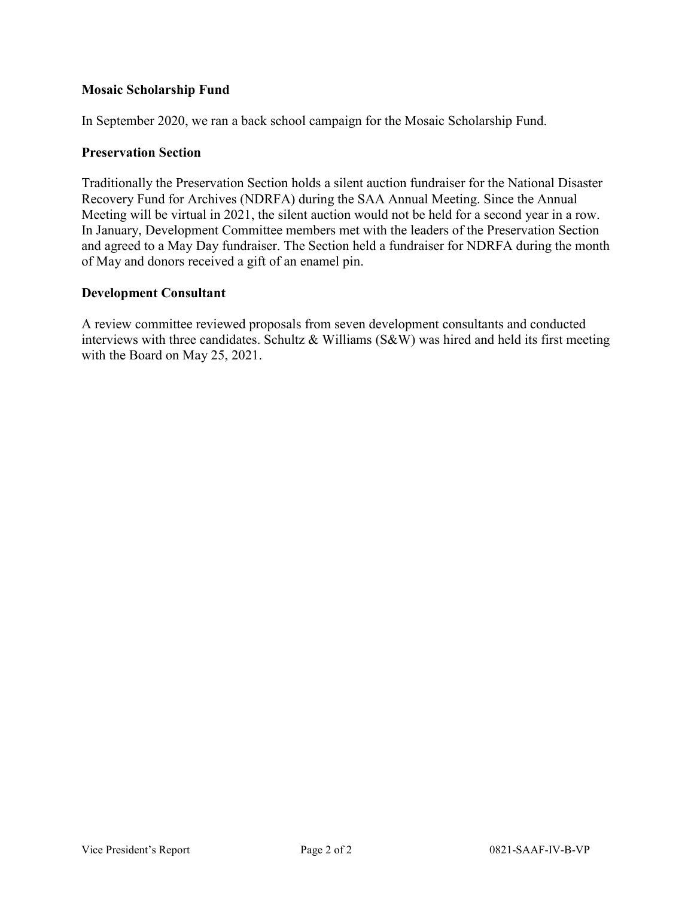**Mosaic Scholarship Fund**

In September 2020, we ran a back school campaign for the Mosaic Scholarship Fund.

**Preservation Section**

Traditionally the Preservation Section holds a silent auction fundraiser for the National Disaster Recovery Fund for Archives (NDRFA) during the SAA Annual Meeting. Since the Annual Meeting will be virtual in 2021, the silent auction would not be held for a second year in a row. In January, Development Committee members met with the leaders of the Preservation Section and agreed to a May Day fundraiser. The Section held a fundraiser for NDRFA during the month of May and donors received a gift of an enamel pin.

**Development Consultant**

A review committee reviewed proposals from seven development consultants and conducted interviews with three candidates. Schultz & Williams (S&W) was hired and held its first meeting with the Board on May 25, 2021.